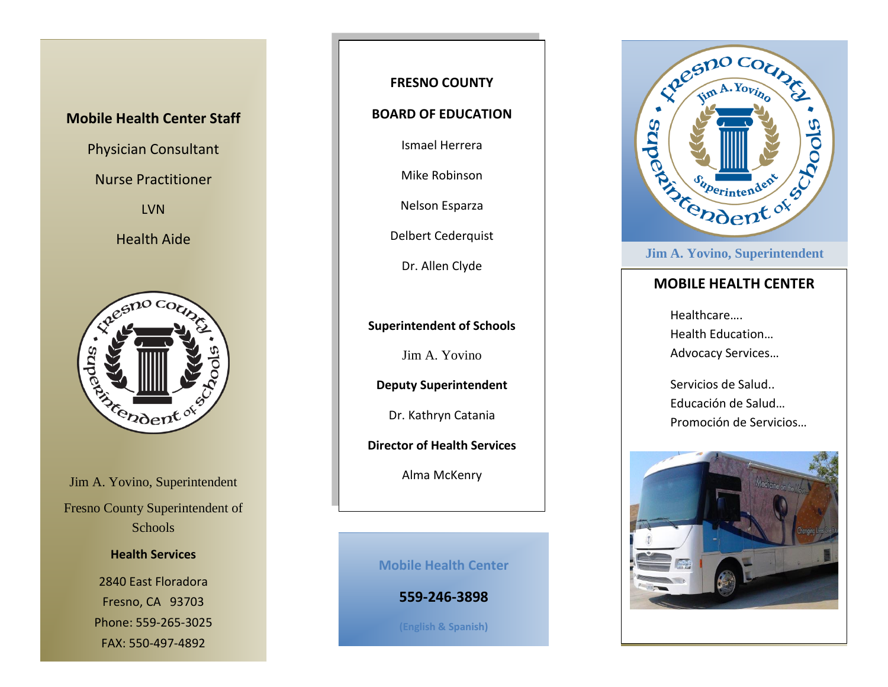## Mobile Health Center Staff

Physician Consultant

Nurse Practitioner

LVN

Health Aide

Jim A. Yovino, Superintendent

Fresno County Superintendent of Schools

**Health Services**

2840 East Floradora
Fresno, CA 93703
Phone: 559-265-3025
FAX: 550-497-4892

**FRESNO COUNTY**

**BOARD OF EDUCATION**

Ismael Herrera

Mike Robinson

Nelson Esparza

Delbert Cederquist

Dr. Allen Clyde

**Superintendent of Schools**

Jim A. Yovino

**Deputy Superintendent**

Dr. Kathryn Catania

**Director of Health Services**

Alma McKenry

**Mobile Health Center**

**559-246-3898**

**(English & Spanish)**

Jim A. Yovino, Superintendent

## MOBILE HEALTH CENTER

Healthcare….
Health Education…
Advocacy Services…

Servicios de Salud..
Educación de Salud…
Promoción de Servicios…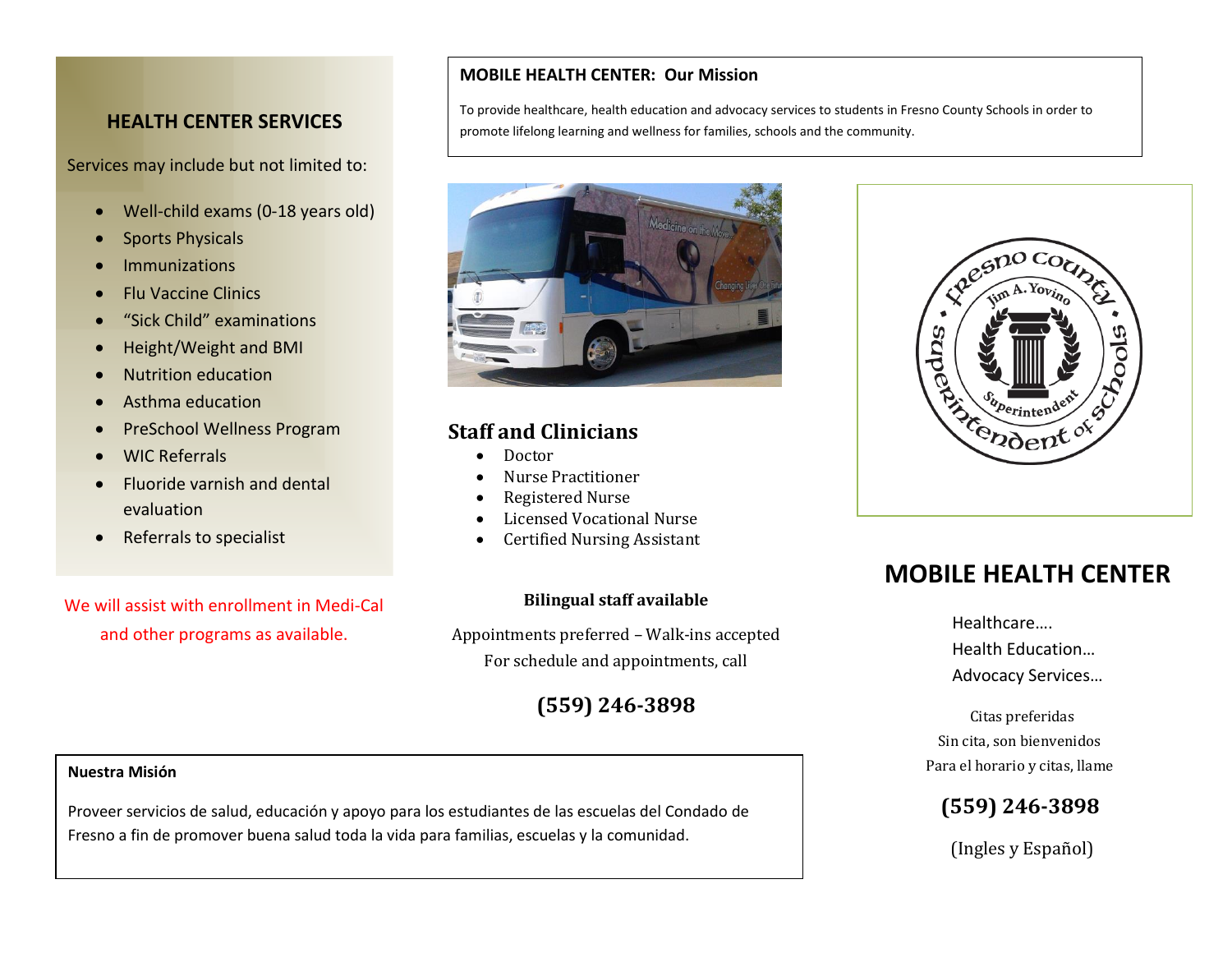## HEALTH CENTER SERVICES

Services may include but not limited to:

- Well-child exams (0-18 years old)
- Sports Physicals
- Immunizations
- Flu Vaccine Clinics
- “Sick Child” examinations
- Height/Weight and BMI
- Nutrition education
- Asthma education
- PreSchool Wellness Program
- WIC Referrals
- Fluoride varnish and dental evaluation
- Referrals to specialist

We will assist with enrollment in Medi-Cal and other programs as available.

**MOBILE HEALTH CENTER: Our Mission**

To provide healthcare, health education and advocacy services to students in Fresno County Schools in order to promote lifelong learning and wellness for families, schools and the community.

## Staff and Clinicians

- Doctor
- Nurse Practitioner
- Registered Nurse
- Licensed Vocational Nurse
- Certified Nursing Assistant

**Bilingual staff available**

Appointments preferred – Walk-ins accepted
For schedule and appointments, call

**(559) 246-3898**

**Nuestra Misión**

Proveer servicios de salud, educación y apoyo para los estudiantes de las escuelas del Condado de Fresno a fin de promover buena salud toda la vida para familias, escuelas y la comunidad.

Fresno County Superintendent of Schools
Jim A. Yovino
Superintendent

# MOBILE HEALTH CENTER

Healthcare….
Health Education…
Advocacy Services…

Citas preferidas
Sin cita, son bienvenidos
Para el horario y citas, llame

**(559) 246-3898**

(Ingles y Español)